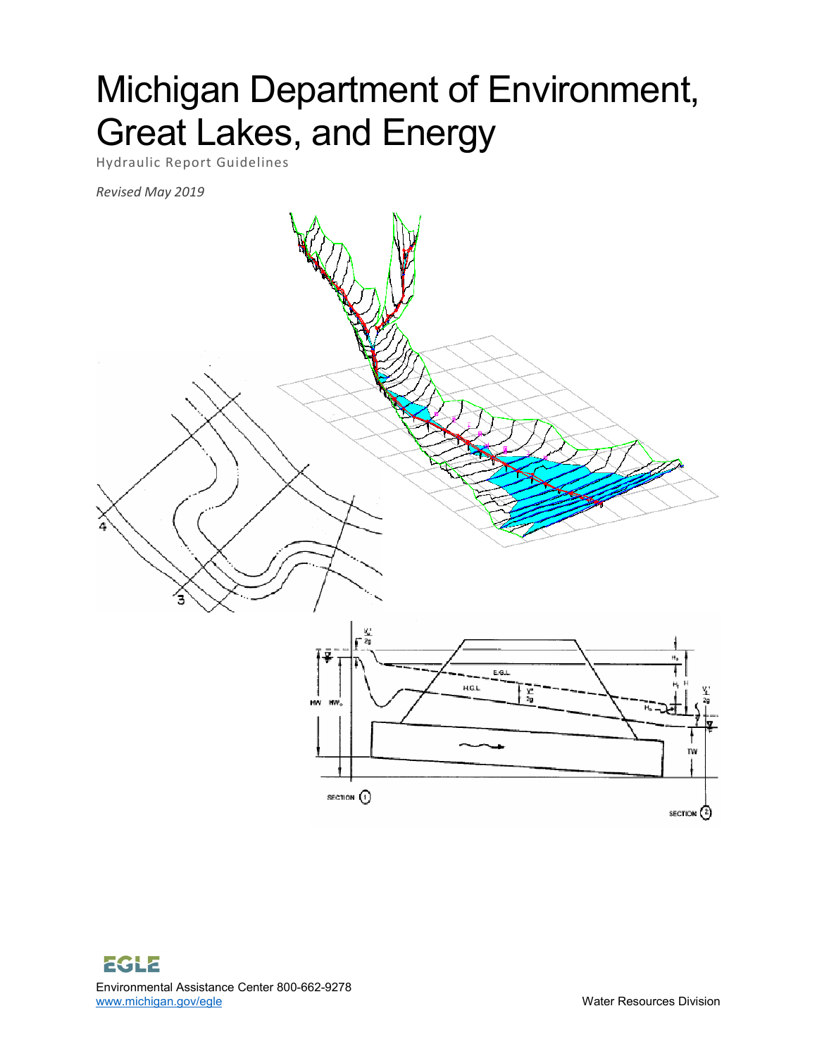# Michigan Department of Environment, Great Lakes, and Energy

Hydraulic Report Guidelines

*Revised May 2019*

EGLE

Environmental Assistance Center 800-662-9278

www.michigan.gov/egle

Water Resources Division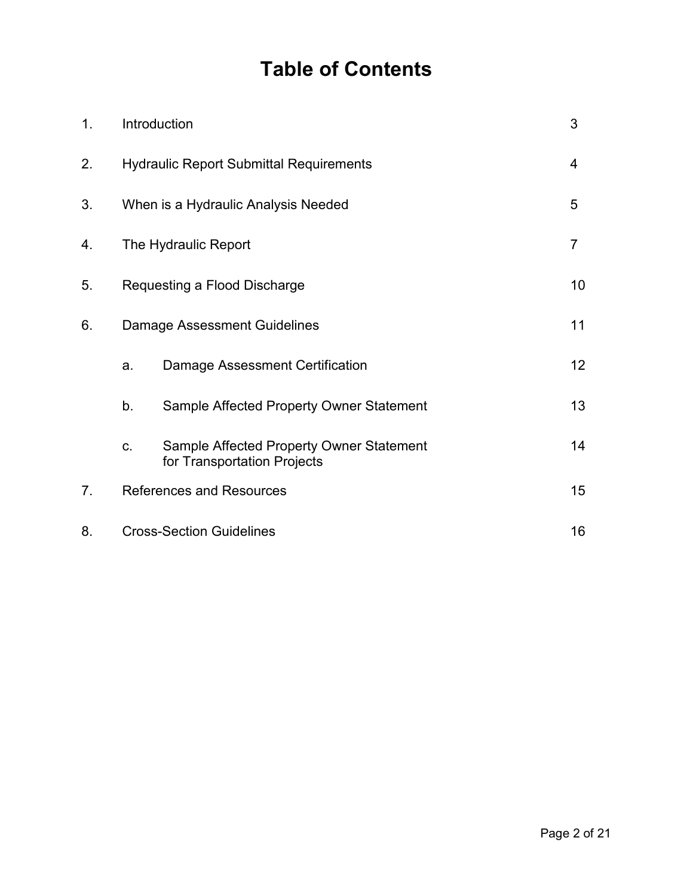# Table of Contents

| | | | |
|---|---|---|---|
| 1. | Introduction | | 3 |
| 2. | Hydraulic Report Submittal Requirements | | 4 |
| 3. | When is a Hydraulic Analysis Needed | | 5 |
| 4. | The Hydraulic Report | | 7 |
| 5. | Requesting a Flood Discharge | | 10 |
| 6. | Damage Assessment Guidelines | | 11 |
| | a. | Damage Assessment Certification | 12 |
| | b. | Sample Affected Property Owner Statement | 13 |
| | c. | Sample Affected Property Owner Statement for Transportation Projects | 14 |
| 7. | References and Resources | | 15 |
| 8. | Cross-Section Guidelines | | 16 |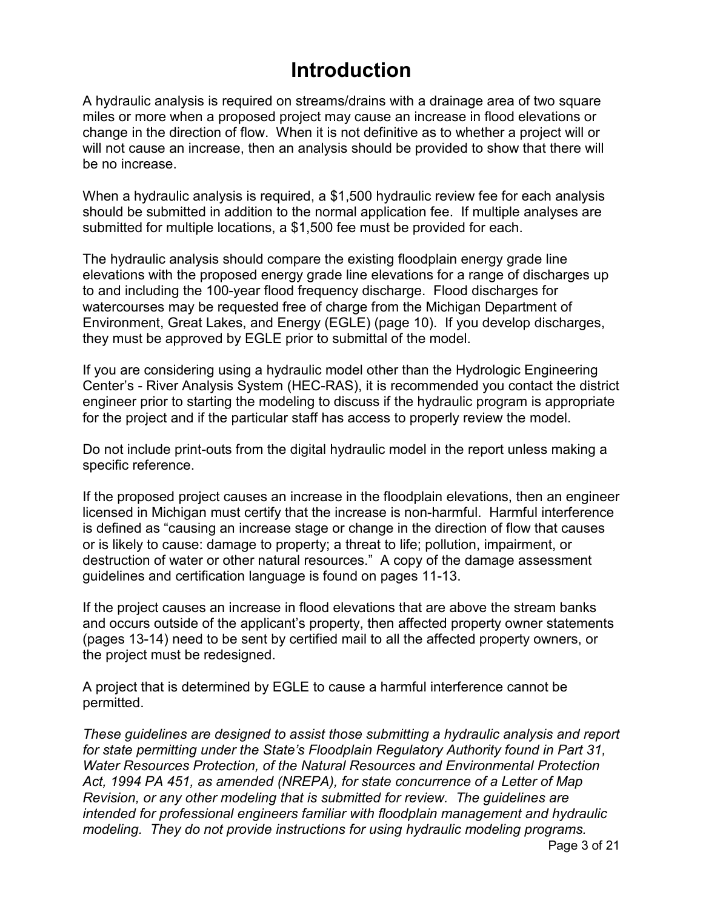# Introduction

A hydraulic analysis is required on streams/drains with a drainage area of two square miles or more when a proposed project may cause an increase in flood elevations or change in the direction of flow. When it is not definitive as to whether a project will or will not cause an increase, then an analysis should be provided to show that there will be no increase.

When a hydraulic analysis is required, a $1,500 hydraulic review fee for each analysis should be submitted in addition to the normal application fee. If multiple analyses are submitted for multiple locations, a $1,500 fee must be provided for each.

The hydraulic analysis should compare the existing floodplain energy grade line elevations with the proposed energy grade line elevations for a range of discharges up to and including the 100-year flood frequency discharge. Flood discharges for watercourses may be requested free of charge from the Michigan Department of Environment, Great Lakes, and Energy (EGLE) (page 10). If you develop discharges, they must be approved by EGLE prior to submittal of the model.

If you are considering using a hydraulic model other than the Hydrologic Engineering Center's - River Analysis System (HEC-RAS), it is recommended you contact the district engineer prior to starting the modeling to discuss if the hydraulic program is appropriate for the project and if the particular staff has access to properly review the model.

Do not include print-outs from the digital hydraulic model in the report unless making a specific reference.

If the proposed project causes an increase in the floodplain elevations, then an engineer licensed in Michigan must certify that the increase is non-harmful. Harmful interference is defined as "causing an increase stage or change in the direction of flow that causes or is likely to cause: damage to property; a threat to life; pollution, impairment, or destruction of water or other natural resources." A copy of the damage assessment guidelines and certification language is found on pages 11-13.

If the project causes an increase in flood elevations that are above the stream banks and occurs outside of the applicant's property, then affected property owner statements (pages 13-14) need to be sent by certified mail to all the affected property owners, or the project must be redesigned.

A project that is determined by EGLE to cause a harmful interference cannot be permitted.

*These guidelines are designed to assist those submitting a hydraulic analysis and report for state permitting under the State's Floodplain Regulatory Authority found in Part 31, Water Resources Protection, of the Natural Resources and Environmental Protection Act, 1994 PA 451, as amended (NREPA), for state concurrence of a Letter of Map Revision, or any other modeling that is submitted for review. The guidelines are intended for professional engineers familiar with floodplain management and hydraulic modeling. They do not provide instructions for using hydraulic modeling programs.*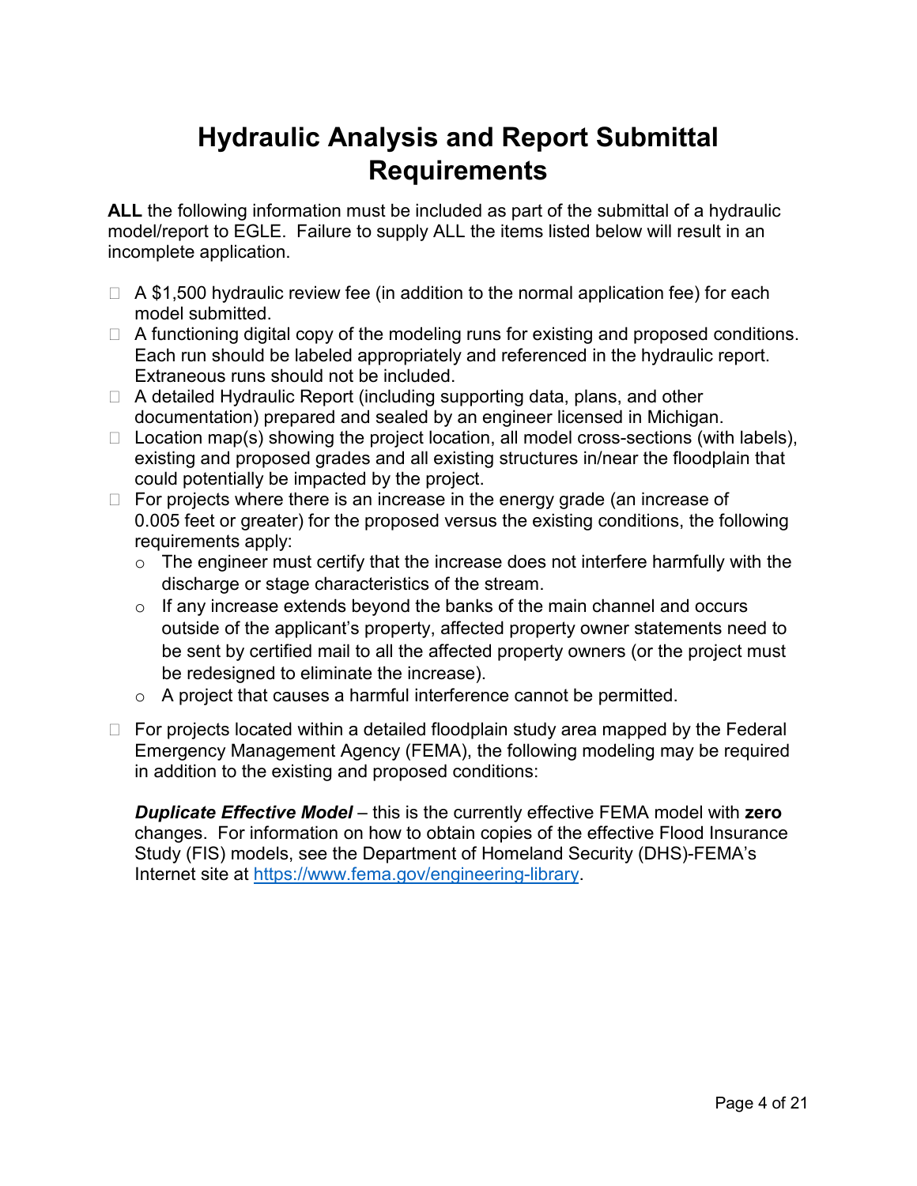# Hydraulic Analysis and Report Submittal Requirements

**ALL** the following information must be included as part of the submittal of a hydraulic model/report to EGLE. Failure to supply ALL the items listed below will result in an incomplete application.

- A $1,500 hydraulic review fee (in addition to the normal application fee) for each model submitted.
- A functioning digital copy of the modeling runs for existing and proposed conditions. Each run should be labeled appropriately and referenced in the hydraulic report. Extraneous runs should not be included.
- A detailed Hydraulic Report (including supporting data, plans, and other documentation) prepared and sealed by an engineer licensed in Michigan.
- Location map(s) showing the project location, all model cross-sections (with labels), existing and proposed grades and all existing structures in/near the floodplain that could potentially be impacted by the project.
- For projects where there is an increase in the energy grade (an increase of 0.005 feet or greater) for the proposed versus the existing conditions, the following requirements apply:
  - The engineer must certify that the increase does not interfere harmfully with the discharge or stage characteristics of the stream.
  - If any increase extends beyond the banks of the main channel and occurs outside of the applicant's property, affected property owner statements need to be sent by certified mail to all the affected property owners (or the project must be redesigned to eliminate the increase).
  - A project that causes a harmful interference cannot be permitted.
- For projects located within a detailed floodplain study area mapped by the Federal Emergency Management Agency (FEMA), the following modeling may be required in addition to the existing and proposed conditions:

  ***Duplicate Effective Model*** – this is the currently effective FEMA model with **zero** changes. For information on how to obtain copies of the effective Flood Insurance Study (FIS) models, see the Department of Homeland Security (DHS)-FEMA's Internet site at [https://www.fema.gov/engineering-library](https://www.fema.gov/engineering-library).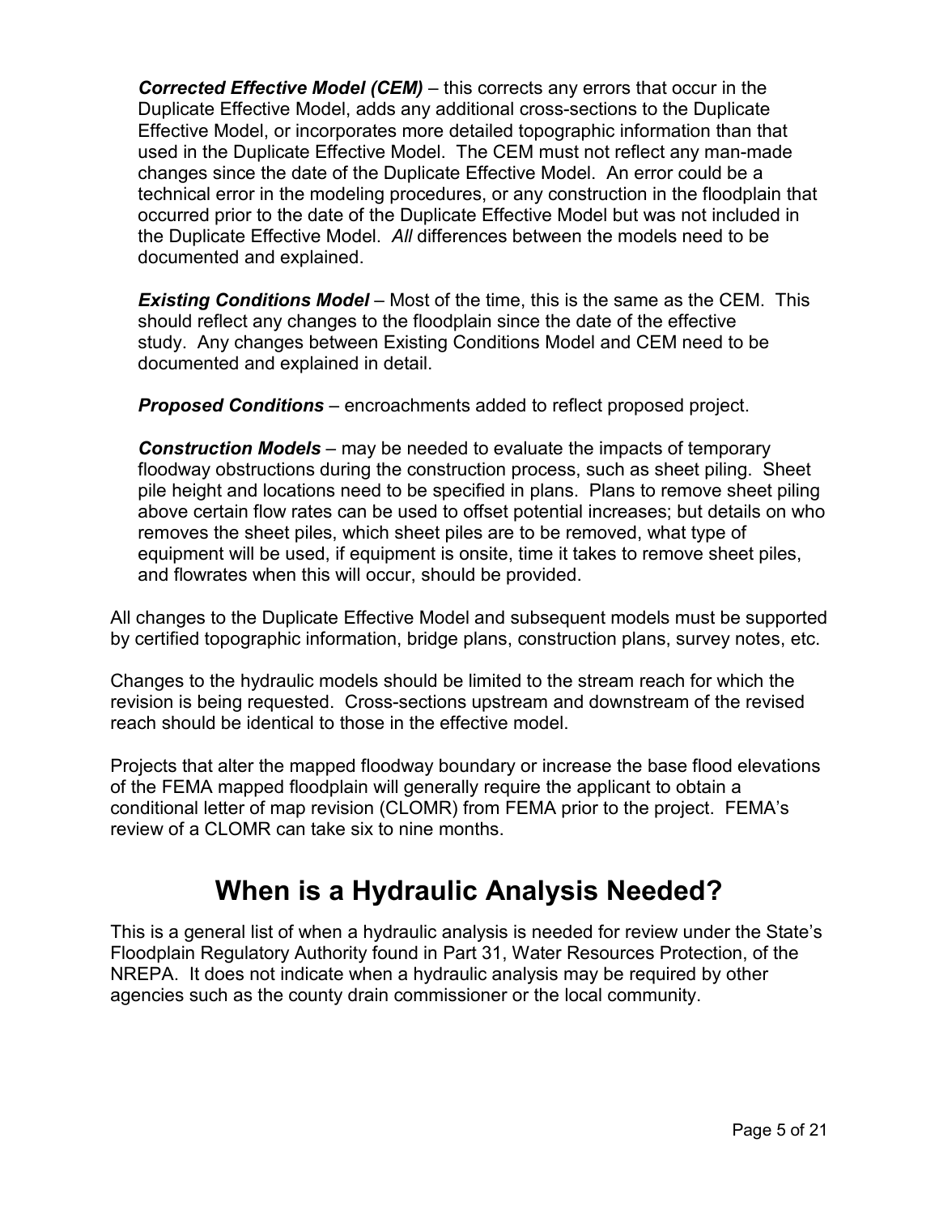***Corrected Effective Model (CEM)*** – this corrects any errors that occur in the Duplicate Effective Model, adds any additional cross-sections to the Duplicate Effective Model, or incorporates more detailed topographic information than that used in the Duplicate Effective Model. The CEM must not reflect any man-made changes since the date of the Duplicate Effective Model. An error could be a technical error in the modeling procedures, or any construction in the floodplain that occurred prior to the date of the Duplicate Effective Model but was not included in the Duplicate Effective Model. *All* differences between the models need to be documented and explained.

***Existing Conditions Model*** – Most of the time, this is the same as the CEM. This should reflect any changes to the floodplain since the date of the effective study. Any changes between Existing Conditions Model and CEM need to be documented and explained in detail.

***Proposed Conditions*** – encroachments added to reflect proposed project.

***Construction Models*** – may be needed to evaluate the impacts of temporary floodway obstructions during the construction process, such as sheet piling. Sheet pile height and locations need to be specified in plans. Plans to remove sheet piling above certain flow rates can be used to offset potential increases; but details on who removes the sheet piles, which sheet piles are to be removed, what type of equipment will be used, if equipment is onsite, time it takes to remove sheet piles, and flowrates when this will occur, should be provided.

All changes to the Duplicate Effective Model and subsequent models must be supported by certified topographic information, bridge plans, construction plans, survey notes, etc.

Changes to the hydraulic models should be limited to the stream reach for which the revision is being requested. Cross-sections upstream and downstream of the revised reach should be identical to those in the effective model.

Projects that alter the mapped floodway boundary or increase the base flood elevations of the FEMA mapped floodplain will generally require the applicant to obtain a conditional letter of map revision (CLOMR) from FEMA prior to the project. FEMA's review of a CLOMR can take six to nine months.

# When is a Hydraulic Analysis Needed?

This is a general list of when a hydraulic analysis is needed for review under the State's Floodplain Regulatory Authority found in Part 31, Water Resources Protection, of the NREPA. It does not indicate when a hydraulic analysis may be required by other agencies such as the county drain commissioner or the local community.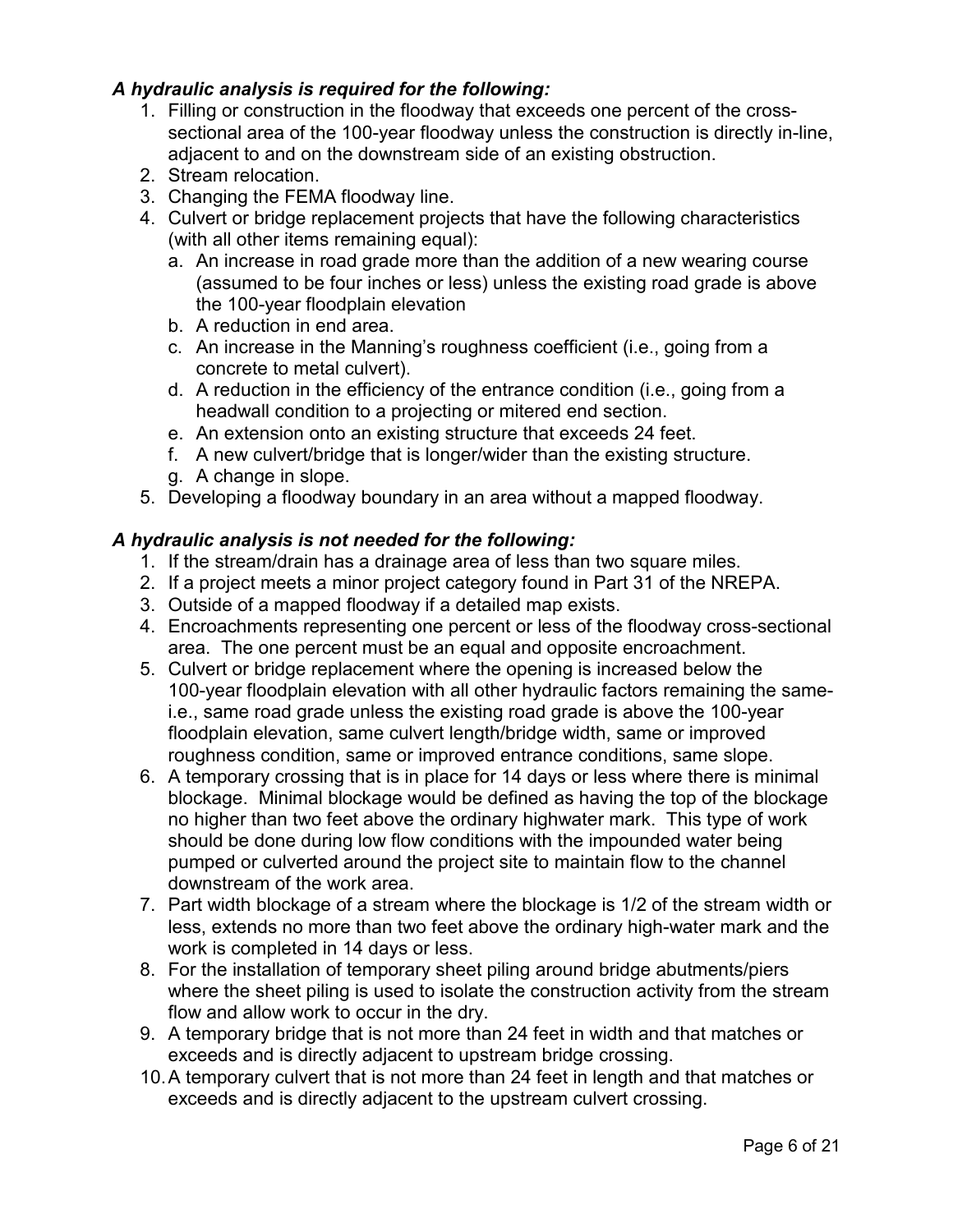***A hydraulic analysis is required for the following:***

1. Filling or construction in the floodway that exceeds one percent of the cross-sectional area of the 100-year floodway unless the construction is directly in-line, adjacent to and on the downstream side of an existing obstruction.
2. Stream relocation.
3. Changing the FEMA floodway line.
4. Culvert or bridge replacement projects that have the following characteristics (with all other items remaining equal):
   a. An increase in road grade more than the addition of a new wearing course (assumed to be four inches or less) unless the existing road grade is above the 100-year floodplain elevation
   b. A reduction in end area.
   c. An increase in the Manning's roughness coefficient (i.e., going from a concrete to metal culvert).
   d. A reduction in the efficiency of the entrance condition (i.e., going from a headwall condition to a projecting or mitered end section.
   e. An extension onto an existing structure that exceeds 24 feet.
   f. A new culvert/bridge that is longer/wider than the existing structure.
   g. A change in slope.
5. Developing a floodway boundary in an area without a mapped floodway.

***A hydraulic analysis is not needed for the following:***

1. If the stream/drain has a drainage area of less than two square miles.
2. If a project meets a minor project category found in Part 31 of the NREPA.
3. Outside of a mapped floodway if a detailed map exists.
4. Encroachments representing one percent or less of the floodway cross-sectional area. The one percent must be an equal and opposite encroachment.
5. Culvert or bridge replacement where the opening is increased below the 100-year floodplain elevation with all other hydraulic factors remaining the same- i.e., same road grade unless the existing road grade is above the 100-year floodplain elevation, same culvert length/bridge width, same or improved roughness condition, same or improved entrance conditions, same slope.
6. A temporary crossing that is in place for 14 days or less where there is minimal blockage. Minimal blockage would be defined as having the top of the blockage no higher than two feet above the ordinary highwater mark. This type of work should be done during low flow conditions with the impounded water being pumped or culverted around the project site to maintain flow to the channel downstream of the work area.
7. Part width blockage of a stream where the blockage is 1/2 of the stream width or less, extends no more than two feet above the ordinary high-water mark and the work is completed in 14 days or less.
8. For the installation of temporary sheet piling around bridge abutments/piers where the sheet piling is used to isolate the construction activity from the stream flow and allow work to occur in the dry.
9. A temporary bridge that is not more than 24 feet in width and that matches or exceeds and is directly adjacent to upstream bridge crossing.
10. A temporary culvert that is not more than 24 feet in length and that matches or exceeds and is directly adjacent to the upstream culvert crossing.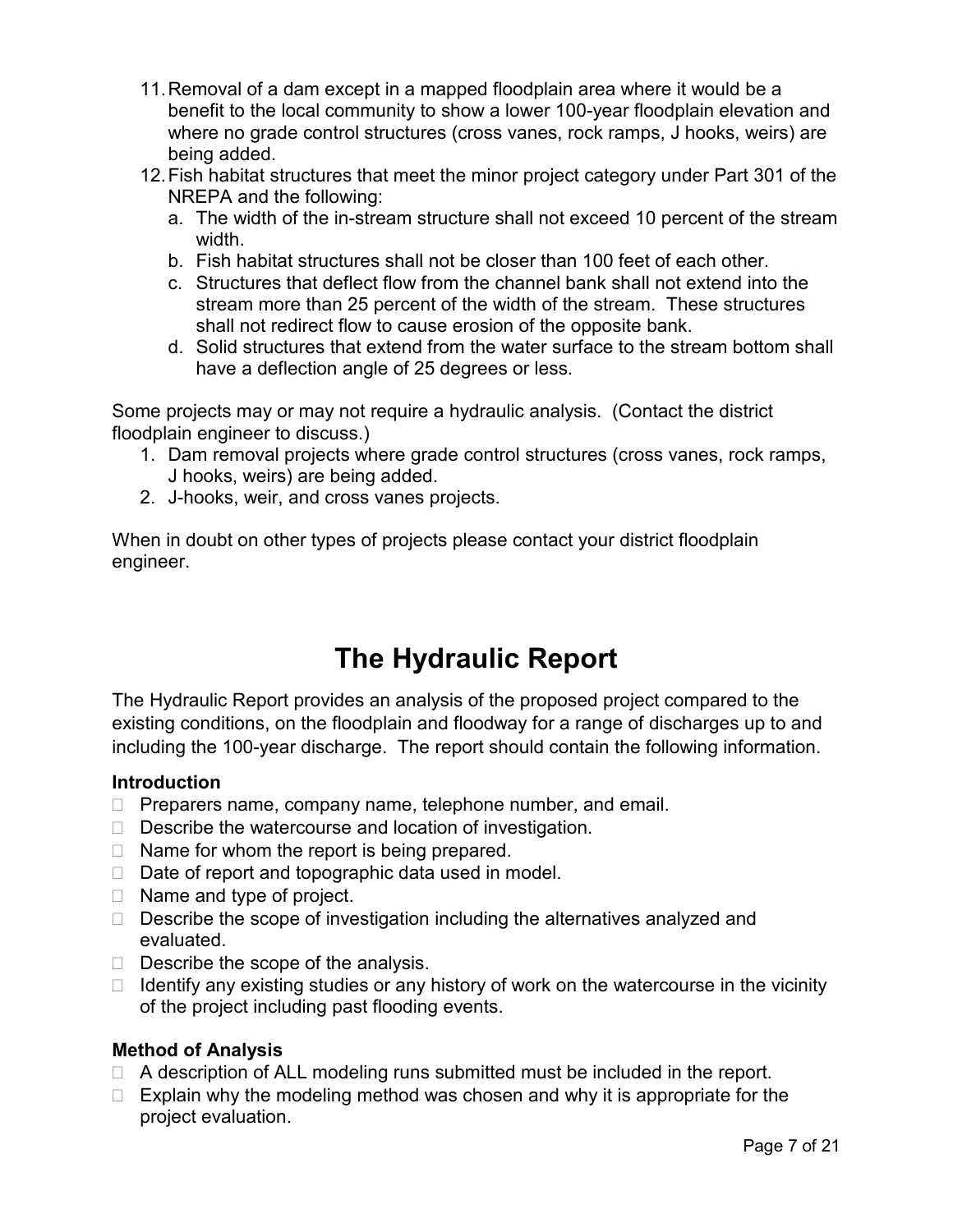11. Removal of a dam except in a mapped floodplain area where it would be a benefit to the local community to show a lower 100-year floodplain elevation and where no grade control structures (cross vanes, rock ramps, J hooks, weirs) are being added.
12. Fish habitat structures that meet the minor project category under Part 301 of the NREPA and the following:
    a. The width of the in-stream structure shall not exceed 10 percent of the stream width.
    b. Fish habitat structures shall not be closer than 100 feet of each other.
    c. Structures that deflect flow from the channel bank shall not extend into the stream more than 25 percent of the width of the stream. These structures shall not redirect flow to cause erosion of the opposite bank.
    d. Solid structures that extend from the water surface to the stream bottom shall have a deflection angle of 25 degrees or less.

Some projects may or may not require a hydraulic analysis. (Contact the district floodplain engineer to discuss.)

1. Dam removal projects where grade control structures (cross vanes, rock ramps, J hooks, weirs) are being added.
2. J-hooks, weir, and cross vanes projects.

When in doubt on other types of projects please contact your district floodplain engineer.

# The Hydraulic Report

The Hydraulic Report provides an analysis of the proposed project compared to the existing conditions, on the floodplain and floodway for a range of discharges up to and including the 100-year discharge. The report should contain the following information.

### Introduction

- Preparers name, company name, telephone number, and email.
- Describe the watercourse and location of investigation.
- Name for whom the report is being prepared.
- Date of report and topographic data used in model.
- Name and type of project.
- Describe the scope of investigation including the alternatives analyzed and evaluated.
- Describe the scope of the analysis.
- Identify any existing studies or any history of work on the watercourse in the vicinity of the project including past flooding events.

### Method of Analysis

- A description of ALL modeling runs submitted must be included in the report.
- Explain why the modeling method was chosen and why it is appropriate for the project evaluation.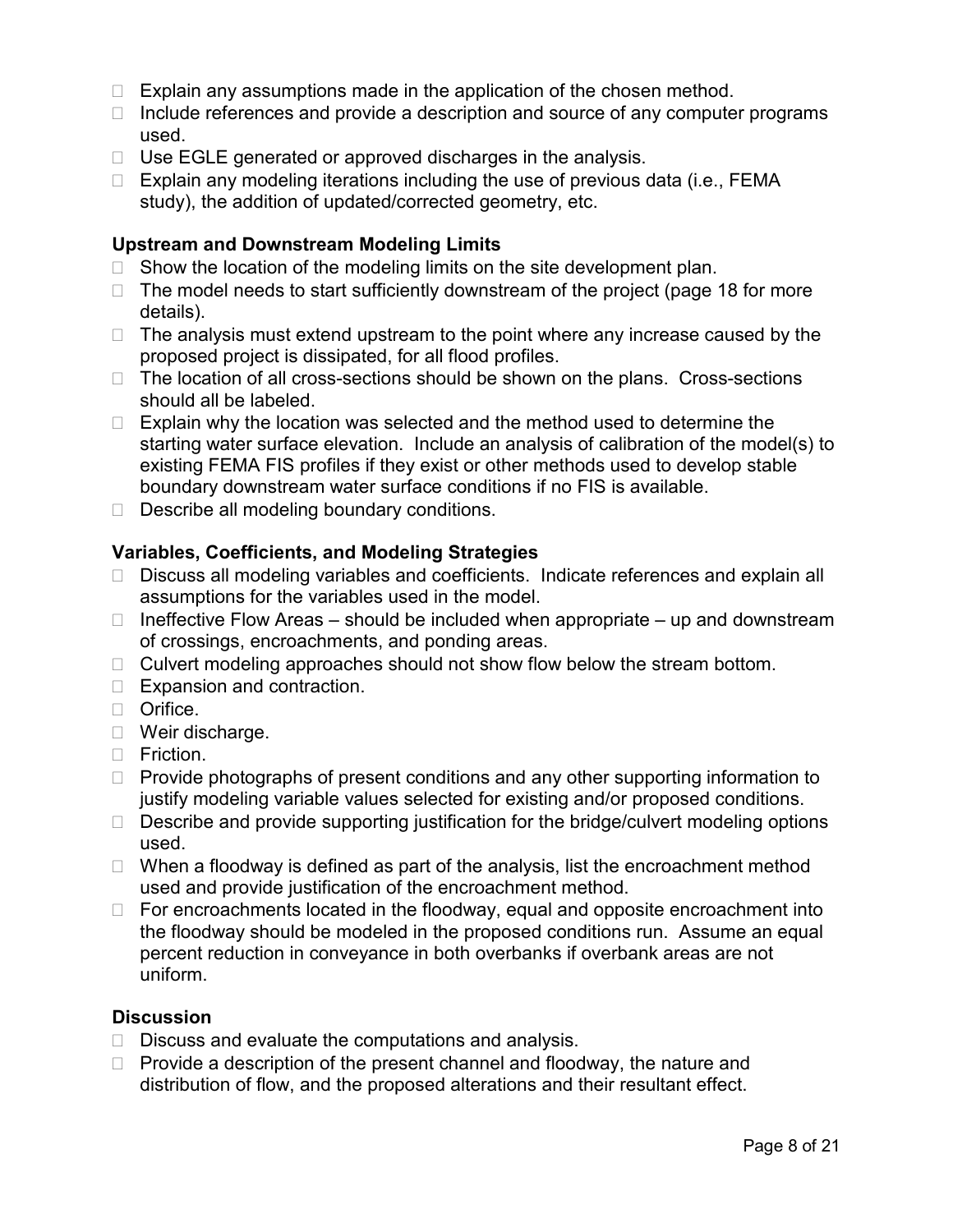- Explain any assumptions made in the application of the chosen method.
- Include references and provide a description and source of any computer programs used.
- Use EGLE generated or approved discharges in the analysis.
- Explain any modeling iterations including the use of previous data (i.e., FEMA study), the addition of updated/corrected geometry, etc.

**Upstream and Downstream Modeling Limits**

- Show the location of the modeling limits on the site development plan.
- The model needs to start sufficiently downstream of the project (page 18 for more details).
- The analysis must extend upstream to the point where any increase caused by the proposed project is dissipated, for all flood profiles.
- The location of all cross-sections should be shown on the plans. Cross-sections should all be labeled.
- Explain why the location was selected and the method used to determine the starting water surface elevation. Include an analysis of calibration of the model(s) to existing FEMA FIS profiles if they exist or other methods used to develop stable boundary downstream water surface conditions if no FIS is available.
- Describe all modeling boundary conditions.

**Variables, Coefficients, and Modeling Strategies**

- Discuss all modeling variables and coefficients. Indicate references and explain all assumptions for the variables used in the model.
- Ineffective Flow Areas – should be included when appropriate – up and downstream of crossings, encroachments, and ponding areas.
- Culvert modeling approaches should not show flow below the stream bottom.
- Expansion and contraction.
- Orifice.
- Weir discharge.
- Friction.
- Provide photographs of present conditions and any other supporting information to justify modeling variable values selected for existing and/or proposed conditions.
- Describe and provide supporting justification for the bridge/culvert modeling options used.
- When a floodway is defined as part of the analysis, list the encroachment method used and provide justification of the encroachment method.
- For encroachments located in the floodway, equal and opposite encroachment into the floodway should be modeled in the proposed conditions run. Assume an equal percent reduction in conveyance in both overbanks if overbank areas are not uniform.

**Discussion**

- Discuss and evaluate the computations and analysis.
- Provide a description of the present channel and floodway, the nature and distribution of flow, and the proposed alterations and their resultant effect.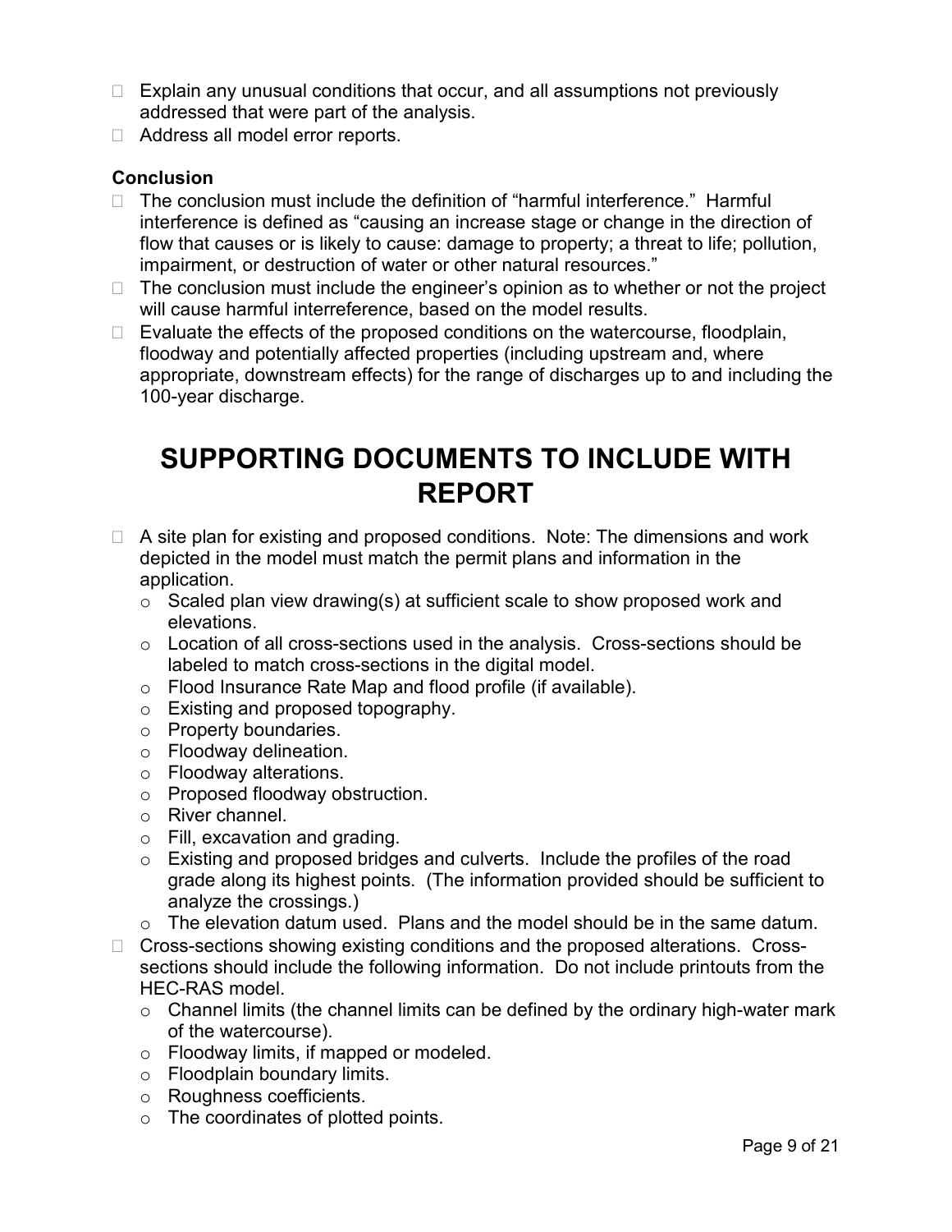- Explain any unusual conditions that occur, and all assumptions not previously addressed that were part of the analysis.
- Address all model error reports.

**Conclusion**

- The conclusion must include the definition of "harmful interference." Harmful interference is defined as "causing an increase stage or change in the direction of flow that causes or is likely to cause: damage to property; a threat to life; pollution, impairment, or destruction of water or other natural resources."
- The conclusion must include the engineer's opinion as to whether or not the project will cause harmful interreference, based on the model results.
- Evaluate the effects of the proposed conditions on the watercourse, floodplain, floodway and potentially affected properties (including upstream and, where appropriate, downstream effects) for the range of discharges up to and including the 100-year discharge.

# SUPPORTING DOCUMENTS TO INCLUDE WITH REPORT

- A site plan for existing and proposed conditions. Note: The dimensions and work depicted in the model must match the permit plans and information in the application.
  - Scaled plan view drawing(s) at sufficient scale to show proposed work and elevations.
  - Location of all cross-sections used in the analysis. Cross-sections should be labeled to match cross-sections in the digital model.
  - Flood Insurance Rate Map and flood profile (if available).
  - Existing and proposed topography.
  - Property boundaries.
  - Floodway delineation.
  - Floodway alterations.
  - Proposed floodway obstruction.
  - River channel.
  - Fill, excavation and grading.
  - Existing and proposed bridges and culverts. Include the profiles of the road grade along its highest points. (The information provided should be sufficient to analyze the crossings.)
  - The elevation datum used. Plans and the model should be in the same datum.
- Cross-sections showing existing conditions and the proposed alterations. Cross-sections should include the following information. Do not include printouts from the HEC-RAS model.
  - Channel limits (the channel limits can be defined by the ordinary high-water mark of the watercourse).
  - Floodway limits, if mapped or modeled.
  - Floodplain boundary limits.
  - Roughness coefficients.
  - The coordinates of plotted points.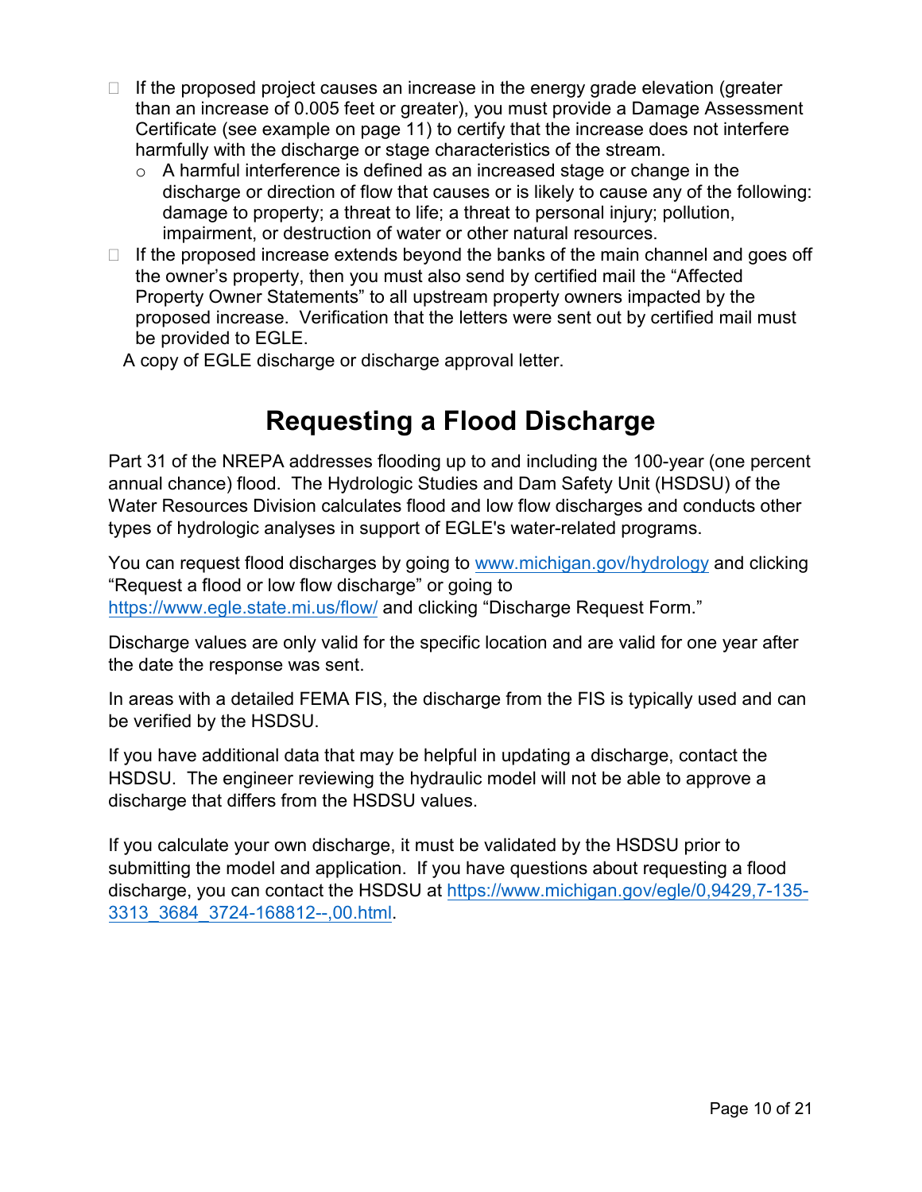- If the proposed project causes an increase in the energy grade elevation (greater than an increase of 0.005 feet or greater), you must provide a Damage Assessment Certificate (see example on page 11) to certify that the increase does not interfere harmfully with the discharge or stage characteristics of the stream.
  - A harmful interference is defined as an increased stage or change in the discharge or direction of flow that causes or is likely to cause any of the following: damage to property; a threat to life; a threat to personal injury; pollution, impairment, or destruction of water or other natural resources.
- If the proposed increase extends beyond the banks of the main channel and goes off the owner's property, then you must also send by certified mail the "Affected Property Owner Statements" to all upstream property owners impacted by the proposed increase. Verification that the letters were sent out by certified mail must be provided to EGLE.

A copy of EGLE discharge or discharge approval letter.

# Requesting a Flood Discharge

Part 31 of the NREPA addresses flooding up to and including the 100-year (one percent annual chance) flood. The Hydrologic Studies and Dam Safety Unit (HSDSU) of the Water Resources Division calculates flood and low flow discharges and conducts other types of hydrologic analyses in support of EGLE's water-related programs.

You can request flood discharges by going to [www.michigan.gov/hydrology](www.michigan.gov/hydrology) and clicking "Request a flood or low flow discharge" or going to [https://www.egle.state.mi.us/flow/](https://www.egle.state.mi.us/flow/) and clicking "Discharge Request Form."

Discharge values are only valid for the specific location and are valid for one year after the date the response was sent.

In areas with a detailed FEMA FIS, the discharge from the FIS is typically used and can be verified by the HSDSU.

If you have additional data that may be helpful in updating a discharge, contact the HSDSU. The engineer reviewing the hydraulic model will not be able to approve a discharge that differs from the HSDSU values.

If you calculate your own discharge, it must be validated by the HSDSU prior to submitting the model and application. If you have questions about requesting a flood discharge, you can contact the HSDSU at [https://www.michigan.gov/egle/0,9429,7-135-3313_3684_3724-168812--,00.html](https://www.michigan.gov/egle/0,9429,7-135-3313_3684_3724-168812--,00.html).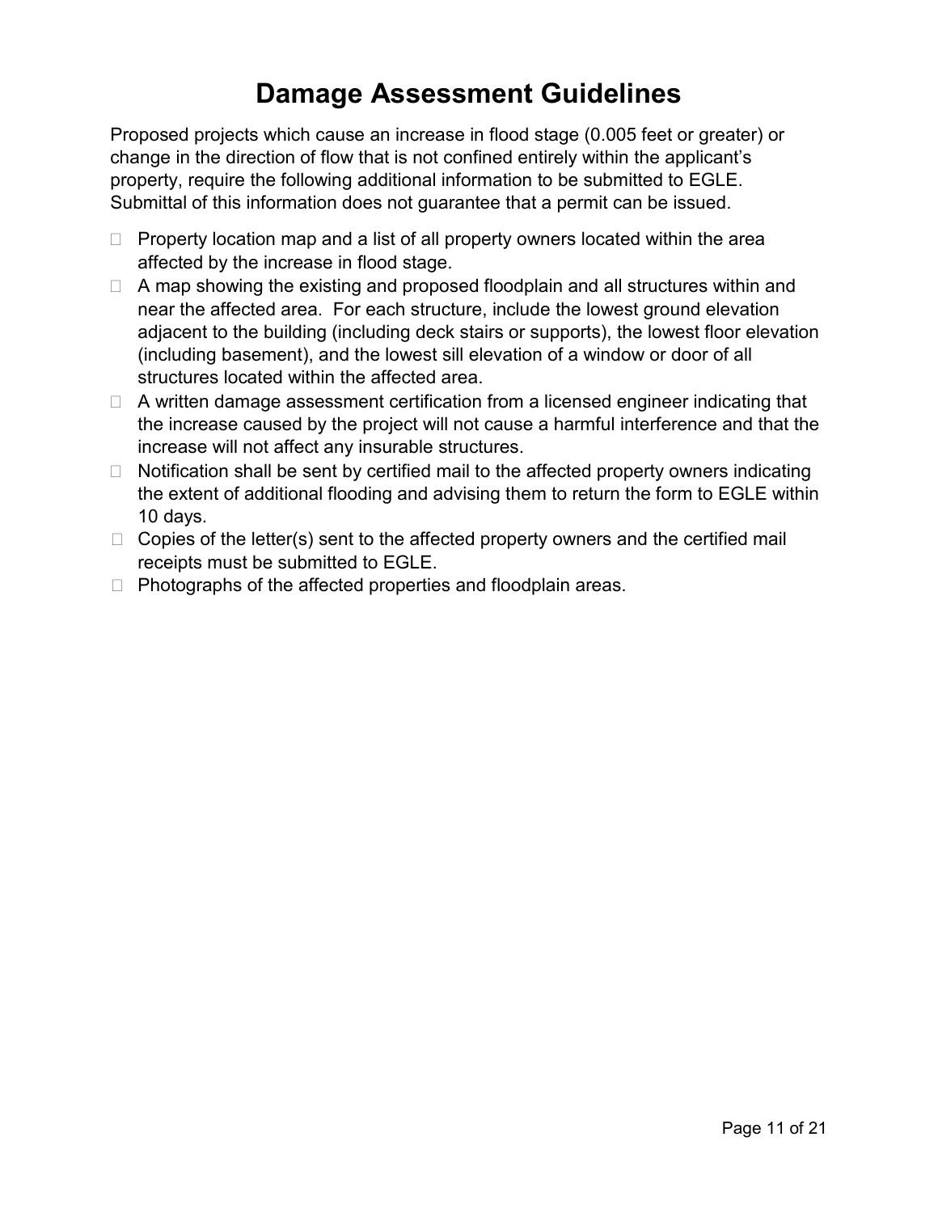# Damage Assessment Guidelines

Proposed projects which cause an increase in flood stage (0.005 feet or greater) or change in the direction of flow that is not confined entirely within the applicant's property, require the following additional information to be submitted to EGLE. Submittal of this information does not guarantee that a permit can be issued.

- Property location map and a list of all property owners located within the area affected by the increase in flood stage.
- A map showing the existing and proposed floodplain and all structures within and near the affected area. For each structure, include the lowest ground elevation adjacent to the building (including deck stairs or supports), the lowest floor elevation (including basement), and the lowest sill elevation of a window or door of all structures located within the affected area.
- A written damage assessment certification from a licensed engineer indicating that the increase caused by the project will not cause a harmful interference and that the increase will not affect any insurable structures.
- Notification shall be sent by certified mail to the affected property owners indicating the extent of additional flooding and advising them to return the form to EGLE within 10 days.
- Copies of the letter(s) sent to the affected property owners and the certified mail receipts must be submitted to EGLE.
- Photographs of the affected properties and floodplain areas.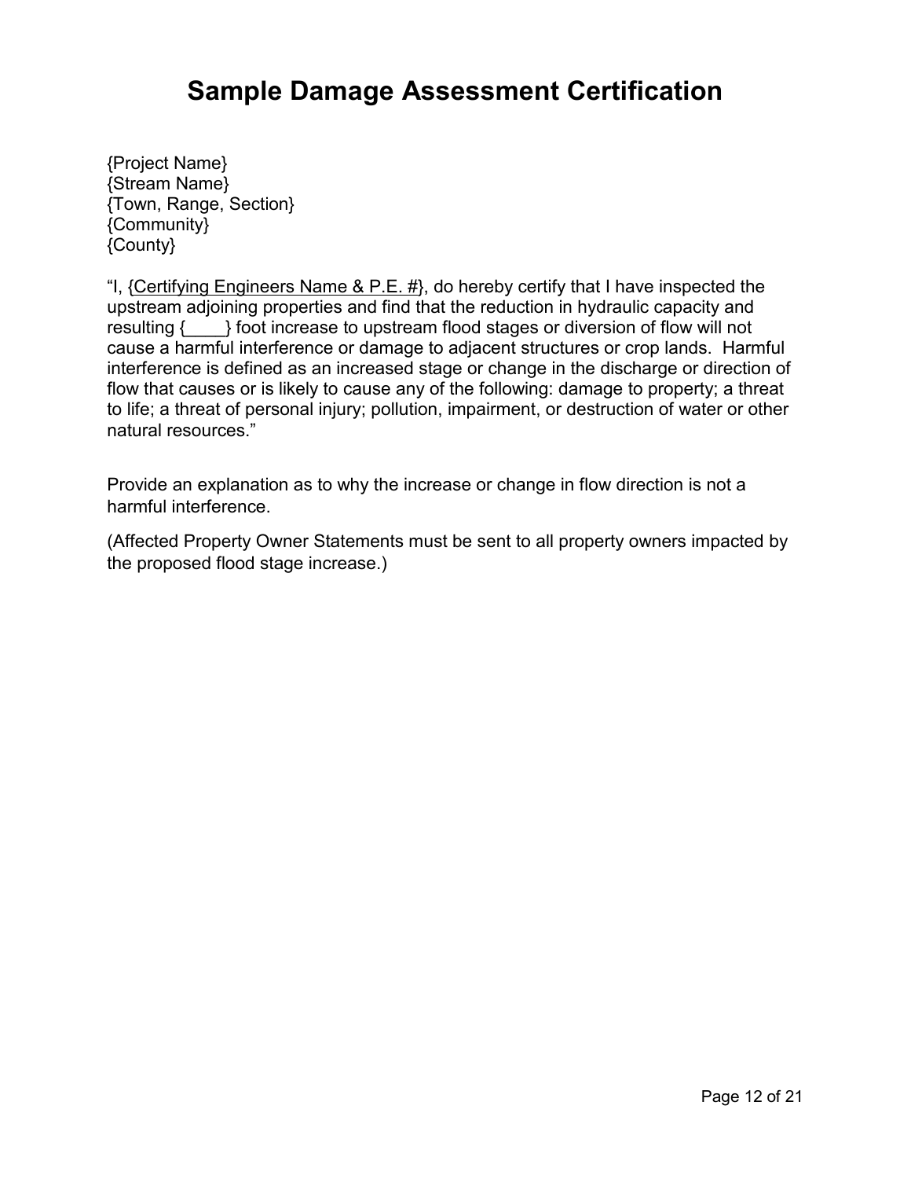# Sample Damage Assessment Certification

{Project Name}
{Stream Name}
{Town, Range, Section}
{Community}
{County}

"I, {<u>Certifying Engineers Name & P.E. #</u>}, do hereby certify that I have inspected the upstream adjoining properties and find that the reduction in hydraulic capacity and resulting {____} foot increase to upstream flood stages or diversion of flow will not cause a harmful interference or damage to adjacent structures or crop lands. Harmful interference is defined as an increased stage or change in the discharge or direction of flow that causes or is likely to cause any of the following: damage to property; a threat to life; a threat of personal injury; pollution, impairment, or destruction of water or other natural resources."

Provide an explanation as to why the increase or change in flow direction is not a harmful interference.

(Affected Property Owner Statements must be sent to all property owners impacted by the proposed flood stage increase.)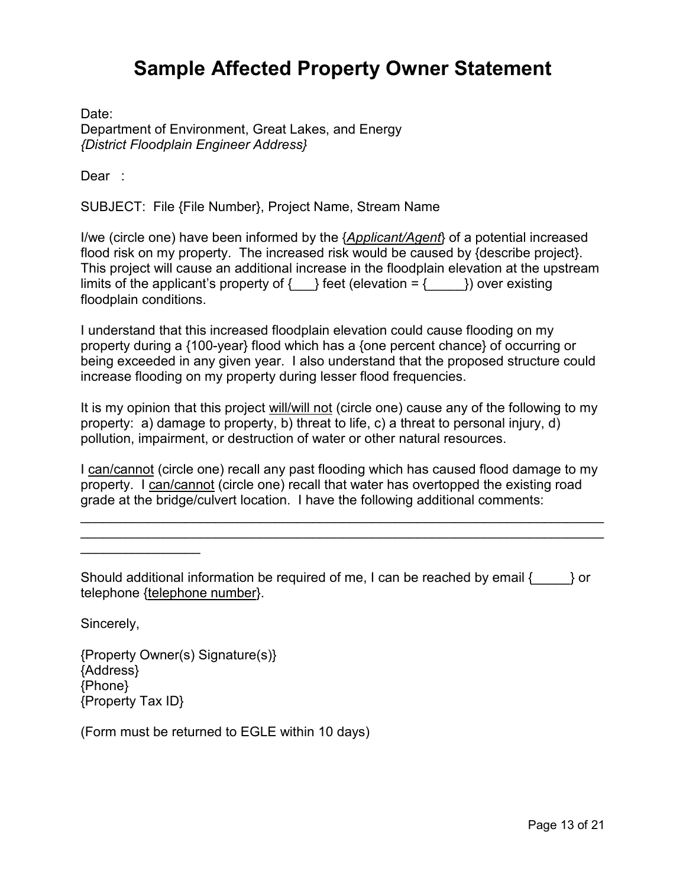# Sample Affected Property Owner Statement

Date:
Department of Environment, Great Lakes, and Energy
*{District Floodplain Engineer Address}*

Dear :

SUBJECT: File {File Number}, Project Name, Stream Name

I/we (circle one) have been informed by the {*Applicant/Agent*} of a potential increased flood risk on my property. The increased risk would be caused by {describe project}. This project will cause an additional increase in the floodplain elevation at the upstream limits of the applicant's property of {___} feet (elevation = {_____}) over existing floodplain conditions.

I understand that this increased floodplain elevation could cause flooding on my property during a {100-year} flood which has a {one percent chance} of occurring or being exceeded in any given year. I also understand that the proposed structure could increase flooding on my property during lesser flood frequencies.

It is my opinion that this project will/will not (circle one) cause any of the following to my property: a) damage to property, b) threat to life, c) a threat to personal injury, d) pollution, impairment, or destruction of water or other natural resources.

I can/cannot (circle one) recall any past flooding which has caused flood damage to my property. I can/cannot (circle one) recall that water has overtopped the existing road grade at the bridge/culvert location. I have the following additional comments:

______________________________________________________________________________
______________________________________________________________________________
________________

Should additional information be required of me, I can be reached by email {_____} or telephone {telephone number}.

Sincerely,

{Property Owner(s) Signature(s)}
{Address}
{Phone}
{Property Tax ID}

(Form must be returned to EGLE within 10 days)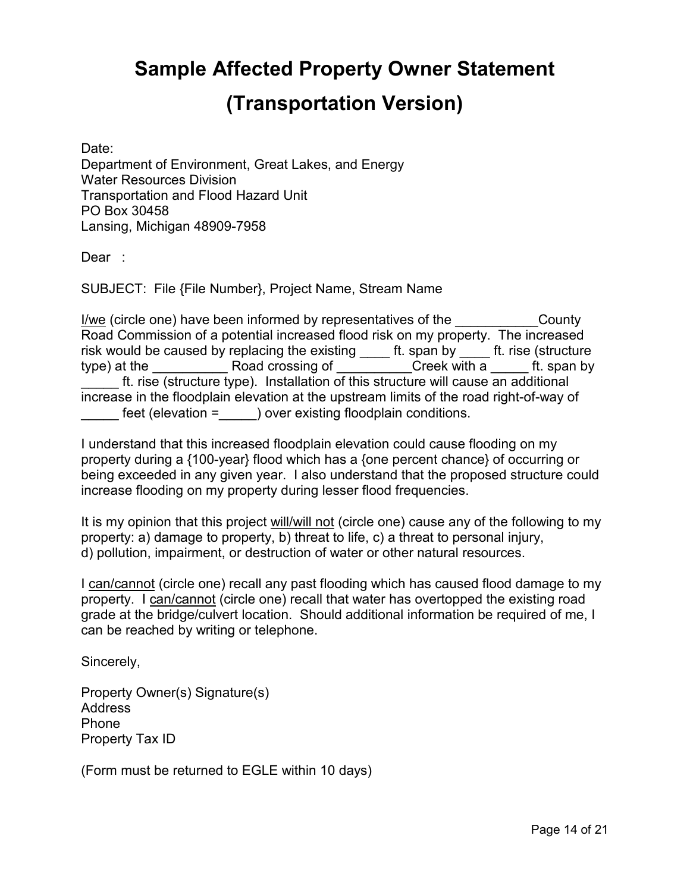# Sample Affected Property Owner Statement

# (Transportation Version)

Date:
Department of Environment, Great Lakes, and Energy
Water Resources Division
Transportation and Flood Hazard Unit
PO Box 30458
Lansing, Michigan 48909-7958

Dear :

SUBJECT: File {File Number}, Project Name, Stream Name

<u>I/we</u> (circle one) have been informed by representatives of the ___________County Road Commission of a potential increased flood risk on my property. The increased risk would be caused by replacing the existing ____ ft. span by ____ ft. rise (structure type) at the __________ Road crossing of __________Creek with a _____ ft. span by _____ ft. rise (structure type). Installation of this structure will cause an additional increase in the floodplain elevation at the upstream limits of the road right-of-way of _____ feet (elevation =_____) over existing floodplain conditions.

I understand that this increased floodplain elevation could cause flooding on my property during a {100-year} flood which has a {one percent chance} of occurring or being exceeded in any given year. I also understand that the proposed structure could increase flooding on my property during lesser flood frequencies.

It is my opinion that this project <u>will/will not</u> (circle one) cause any of the following to my property: a) damage to property, b) threat to life, c) a threat to personal injury, d) pollution, impairment, or destruction of water or other natural resources.

I <u>can/cannot</u> (circle one) recall any past flooding which has caused flood damage to my property. I <u>can/cannot</u> (circle one) recall that water has overtopped the existing road grade at the bridge/culvert location. Should additional information be required of me, I can be reached by writing or telephone.

Sincerely,

Property Owner(s) Signature(s)
Address
Phone
Property Tax ID

(Form must be returned to EGLE within 10 days)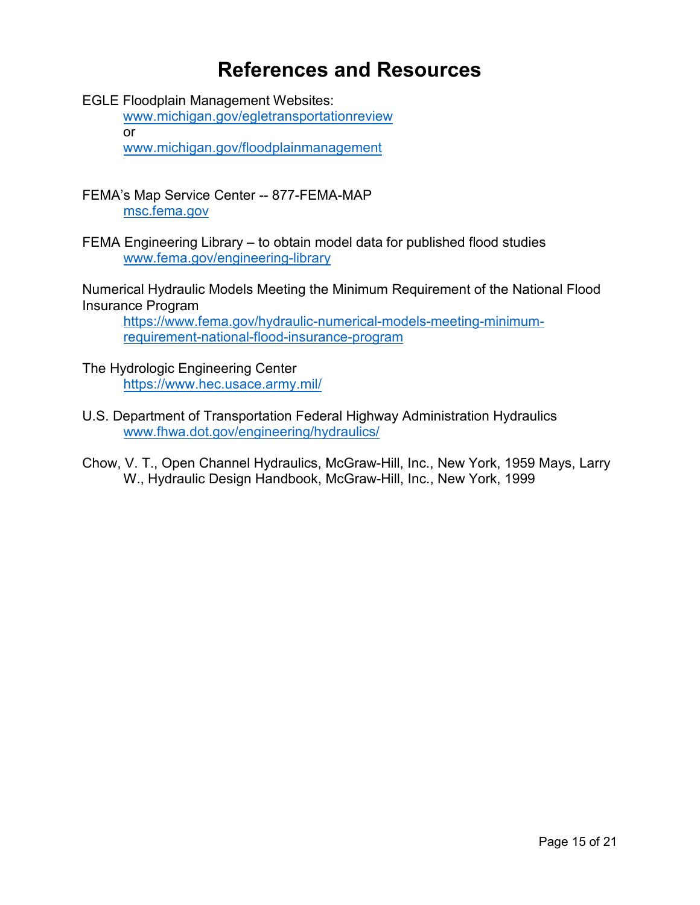# References and Resources

EGLE Floodplain Management Websites:

www.michigan.gov/egletransportationreview

or

www.michigan.gov/floodplainmanagement

FEMA's Map Service Center -- 877-FEMA-MAP

msc.fema.gov

FEMA Engineering Library – to obtain model data for published flood studies

www.fema.gov/engineering-library

Numerical Hydraulic Models Meeting the Minimum Requirement of the National Flood Insurance Program

https://www.fema.gov/hydraulic-numerical-models-meeting-minimum-requirement-national-flood-insurance-program

The Hydrologic Engineering Center

https://www.hec.usace.army.mil/

U.S. Department of Transportation Federal Highway Administration Hydraulics

www.fhwa.dot.gov/engineering/hydraulics/

Chow, V. T., Open Channel Hydraulics, McGraw-Hill, Inc., New York, 1959 Mays, Larry W., Hydraulic Design Handbook, McGraw-Hill, Inc., New York, 1999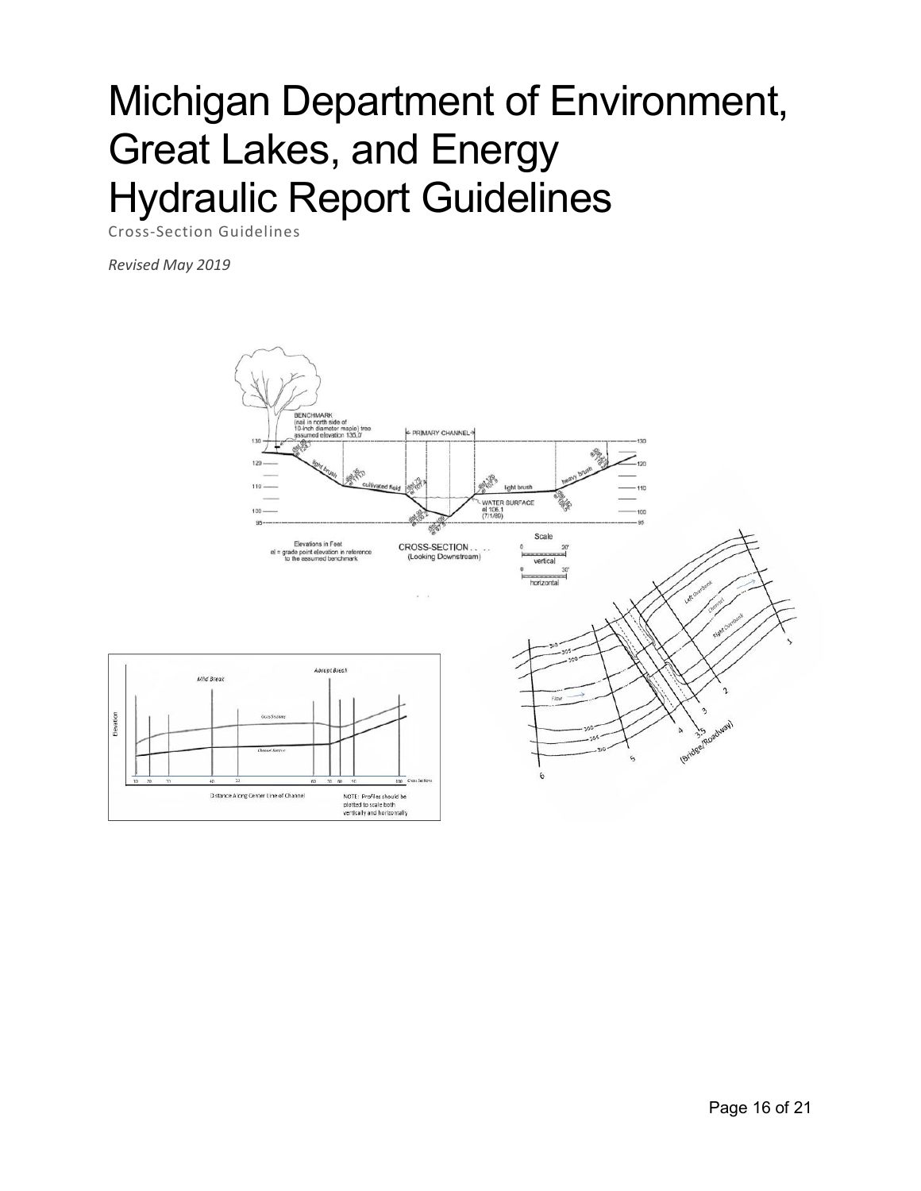# Michigan Department of Environment, Great Lakes, and Energy Hydraulic Report Guidelines

Cross-Section Guidelines

*Revised May 2019*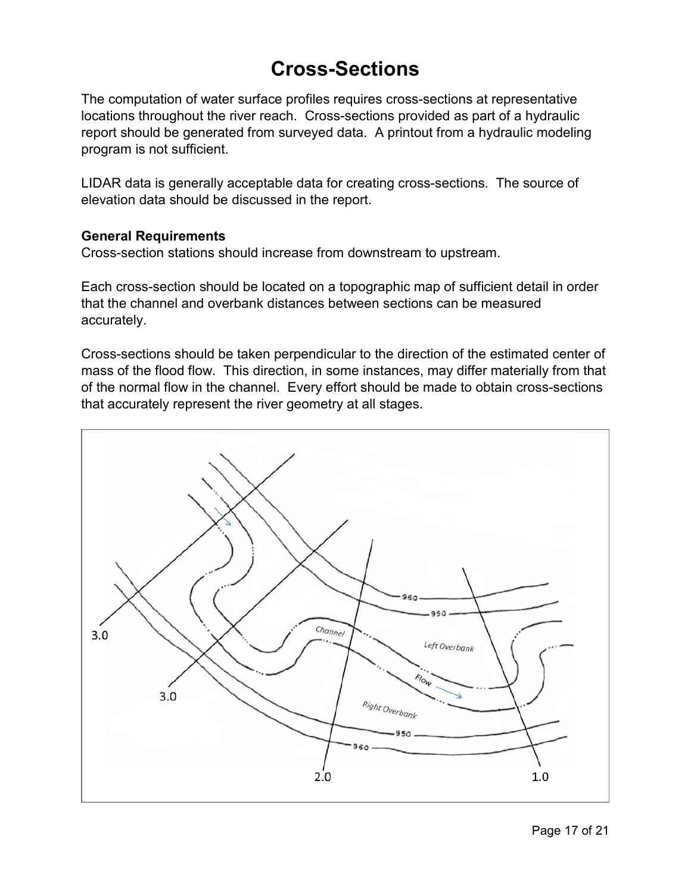# Cross-Sections

The computation of water surface profiles requires cross-sections at representative locations throughout the river reach. Cross-sections provided as part of a hydraulic report should be generated from surveyed data. A printout from a hydraulic modeling program is not sufficient.

LIDAR data is generally acceptable data for creating cross-sections. The source of elevation data should be discussed in the report.

**General Requirements**

Cross-section stations should increase from downstream to upstream.

Each cross-section should be located on a topographic map of sufficient detail in order that the channel and overbank distances between sections can be measured accurately.

Cross-sections should be taken perpendicular to the direction of the estimated center of mass of the flood flow. This direction, in some instances, may differ materially from that of the normal flow in the channel. Every effort should be made to obtain cross-sections that accurately represent the river geometry at all stages.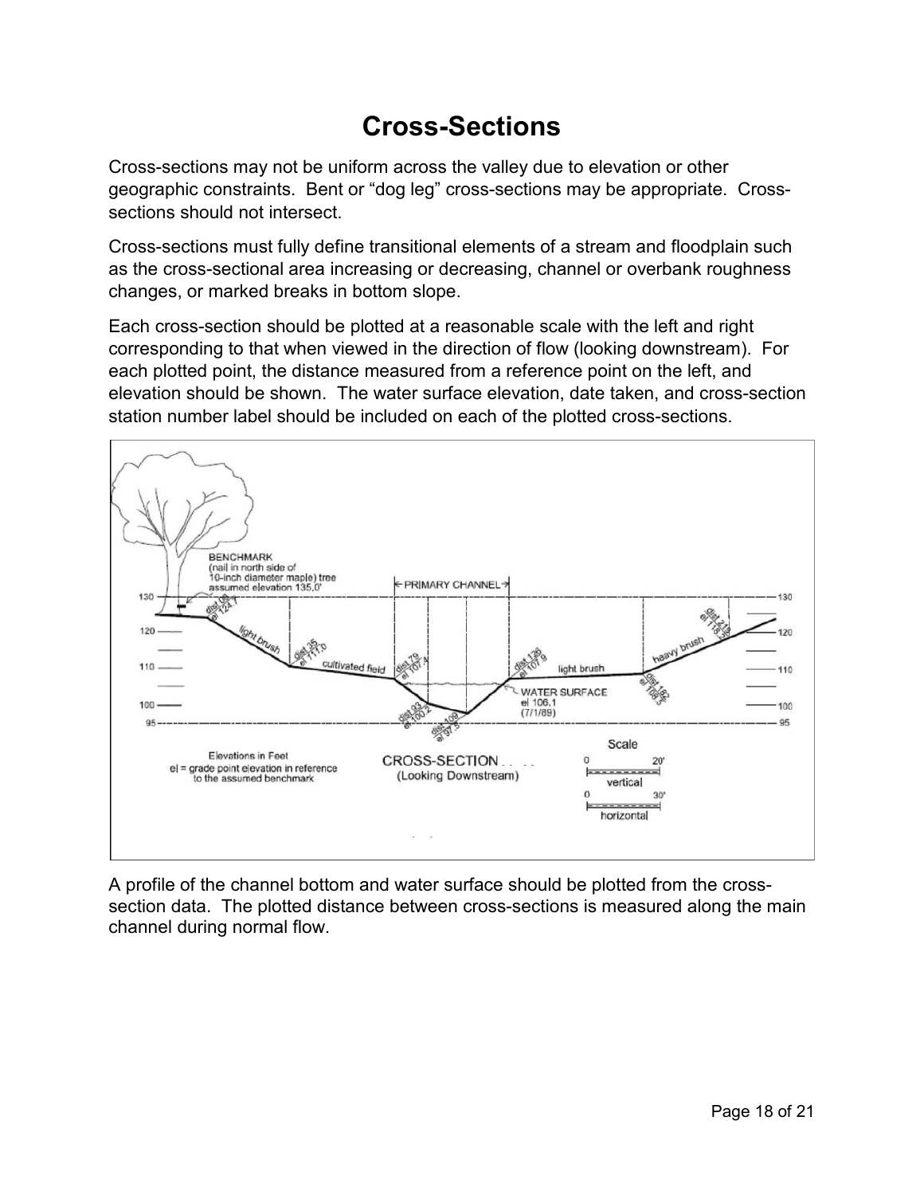# Cross-Sections

Cross-sections may not be uniform across the valley due to elevation or other geographic constraints. Bent or "dog leg" cross-sections may be appropriate. Cross-sections should not intersect.

Cross-sections must fully define transitional elements of a stream and floodplain such as the cross-sectional area increasing or decreasing, channel or overbank roughness changes, or marked breaks in bottom slope.

Each cross-section should be plotted at a reasonable scale with the left and right corresponding to that when viewed in the direction of flow (looking downstream). For each plotted point, the distance measured from a reference point on the left, and elevation should be shown. The water surface elevation, date taken, and cross-section station number label should be included on each of the plotted cross-sections.

A profile of the channel bottom and water surface should be plotted from the cross-section data. The plotted distance between cross-sections is measured along the main channel during normal flow.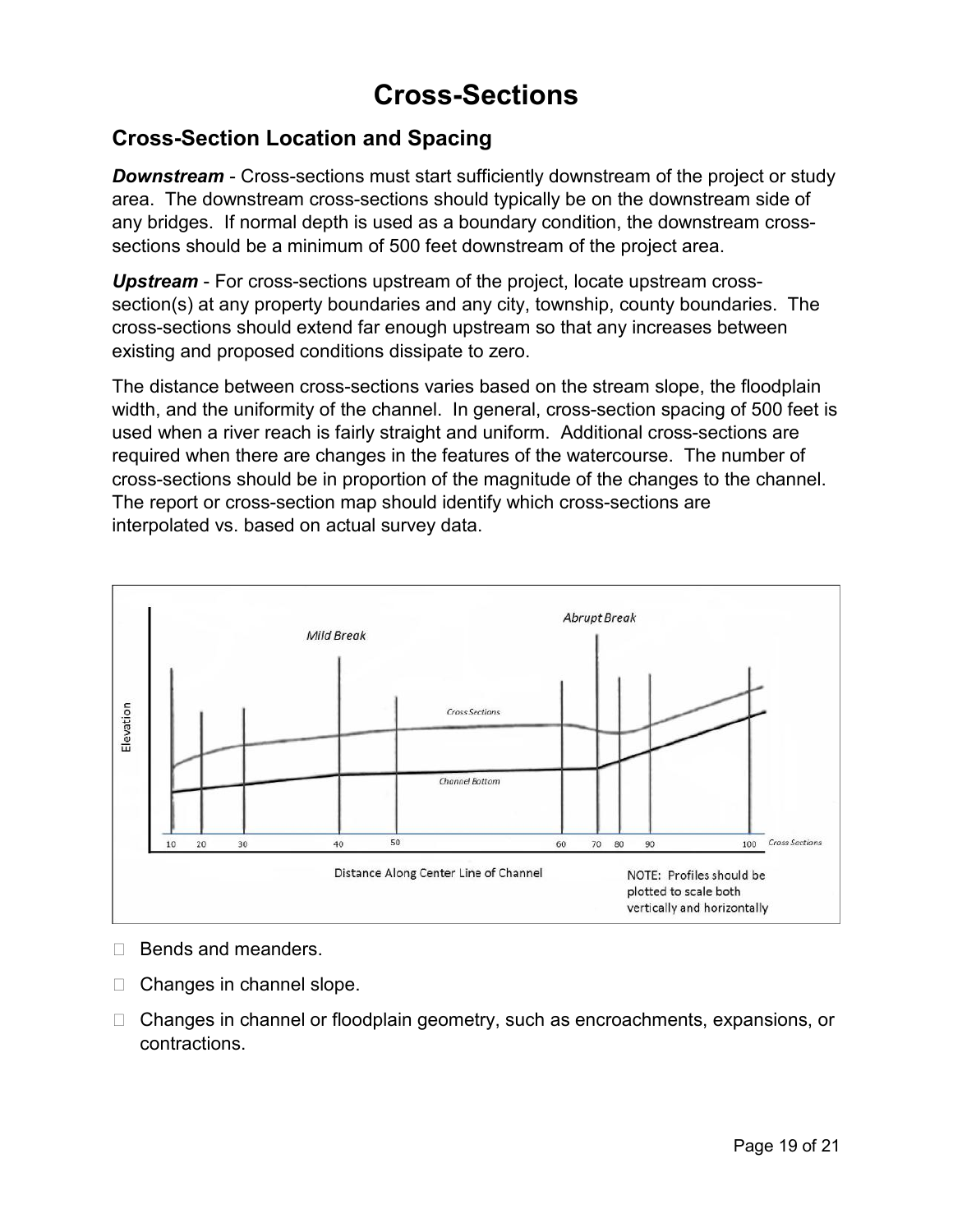# Cross-Sections

## Cross-Section Location and Spacing

***Downstream*** - Cross-sections must start sufficiently downstream of the project or study area. The downstream cross-sections should typically be on the downstream side of any bridges. If normal depth is used as a boundary condition, the downstream cross-sections should be a minimum of 500 feet downstream of the project area.

***Upstream*** - For cross-sections upstream of the project, locate upstream cross-section(s) at any property boundaries and any city, township, county boundaries. The cross-sections should extend far enough upstream so that any increases between existing and proposed conditions dissipate to zero.

The distance between cross-sections varies based on the stream slope, the floodplain width, and the uniformity of the channel. In general, cross-section spacing of 500 feet is used when a river reach is fairly straight and uniform. Additional cross-sections are required when there are changes in the features of the watercourse. The number of cross-sections should be in proportion of the magnitude of the changes to the channel. The report or cross-section map should identify which cross-sections are interpolated vs. based on actual survey data.

NOTE: Profiles should be plotted to scale both vertically and horizontally

- Bends and meanders.
- Changes in channel slope.
- Changes in channel or floodplain geometry, such as encroachments, expansions, or contractions.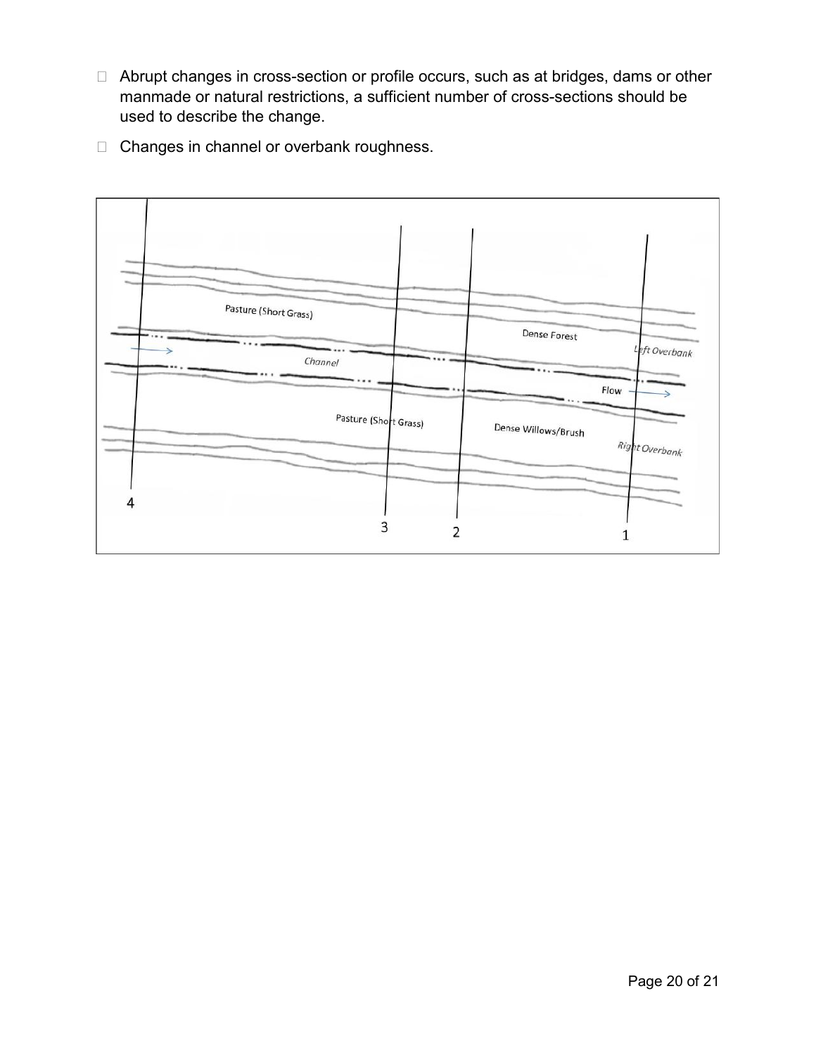- Abrupt changes in cross-section or profile occurs, such as at bridges, dams or other manmade or natural restrictions, a sufficient number of cross-sections should be used to describe the change.
- Changes in channel or overbank roughness.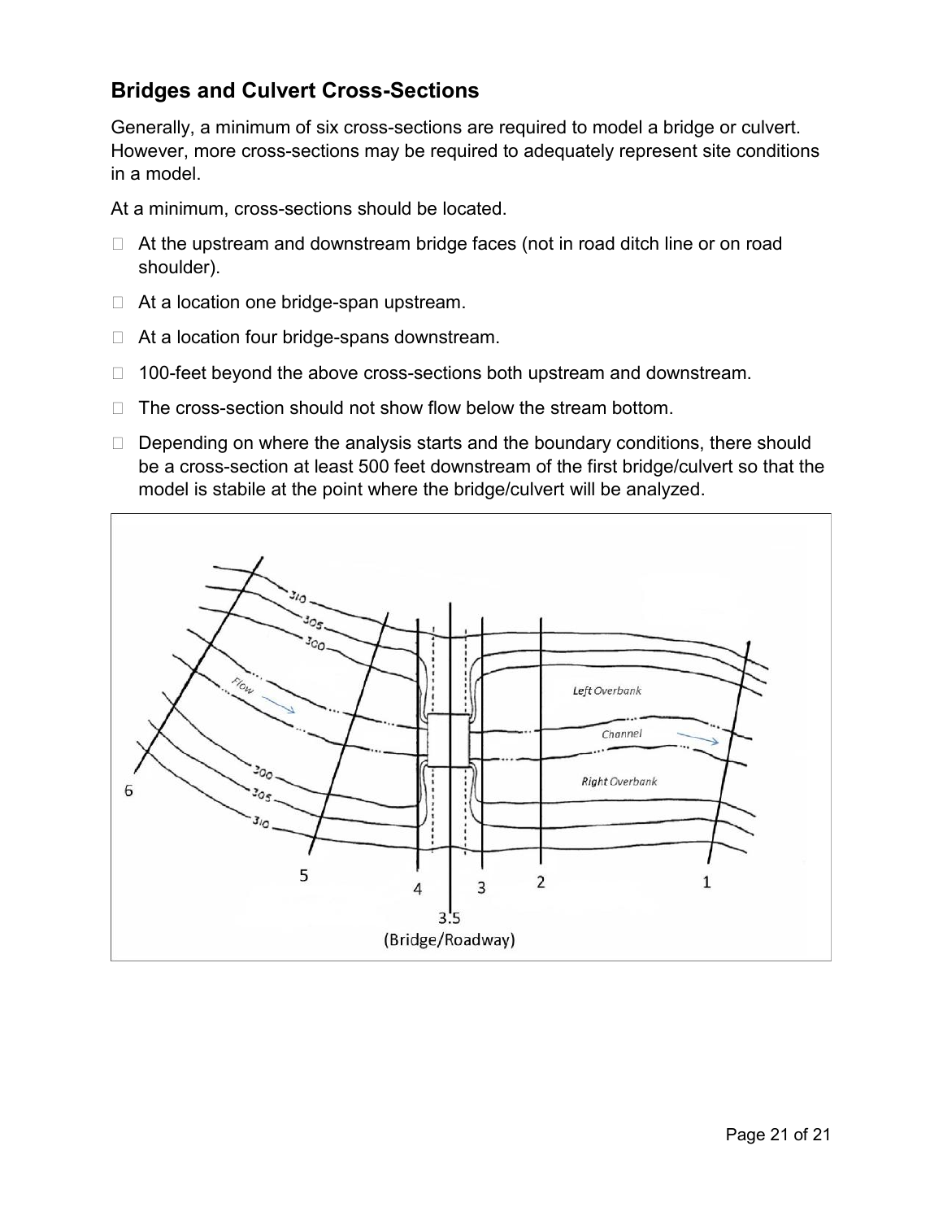## Bridges and Culvert Cross-Sections

Generally, a minimum of six cross-sections are required to model a bridge or culvert. However, more cross-sections may be required to adequately represent site conditions in a model.

At a minimum, cross-sections should be located.

- At the upstream and downstream bridge faces (not in road ditch line or on road shoulder).
- At a location one bridge-span upstream.
- At a location four bridge-spans downstream.
- 100-feet beyond the above cross-sections both upstream and downstream.
- The cross-section should not show flow below the stream bottom.
- Depending on where the analysis starts and the boundary conditions, there should be a cross-section at least 500 feet downstream of the first bridge/culvert so that the model is stabile at the point where the bridge/culvert will be analyzed.

310
305
300
Flow
Left Overbank
Channel
Right Overbank
300
305
310
6
5
4
3.5
(Bridge/Roadway)
3
2
1